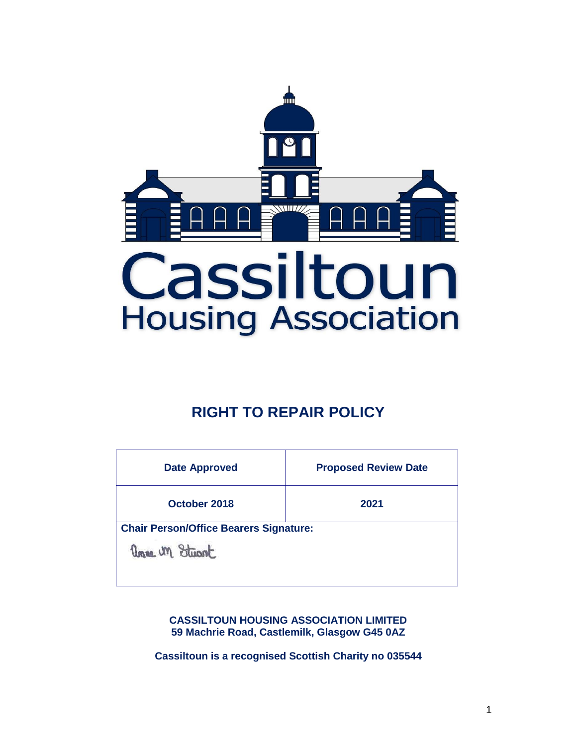Cassiltoun
Housing Association

# RIGHT TO REPAIR POLICY

| Date Approved | Proposed Review Date |
|---|---|
| October 2018 | 2021 |
| **Chair Person/Office Bearers Signature:** Anne M Stuart | |

**CASSILTOUN HOUSING ASSOCIATION LIMITED**
**59 Machrie Road, Castlemilk, Glasgow G45 0AZ**

**Cassiltoun is a recognised Scottish Charity no 035544**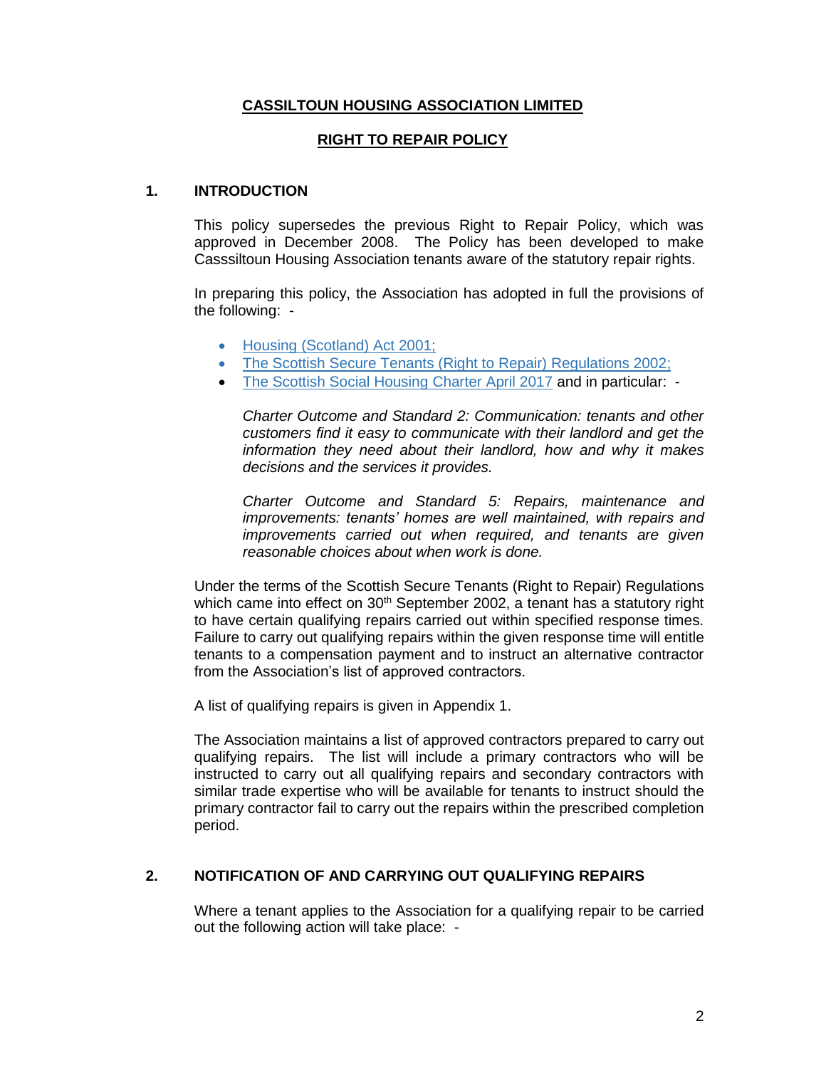# CASSILTOUN HOUSING ASSOCIATION LIMITED

## RIGHT TO REPAIR POLICY

### 1. INTRODUCTION

This policy supersedes the previous Right to Repair Policy, which was approved in December 2008. The Policy has been developed to make Casssiltoun Housing Association tenants aware of the statutory repair rights.

In preparing this policy, the Association has adopted in full the provisions of the following: -

- Housing (Scotland) Act 2001;
- The Scottish Secure Tenants (Right to Repair) Regulations 2002;
- The Scottish Social Housing Charter April 2017 and in particular: -

  *Charter Outcome and Standard 2: Communication: tenants and other customers find it easy to communicate with their landlord and get the information they need about their landlord, how and why it makes decisions and the services it provides.*

  *Charter Outcome and Standard 5: Repairs, maintenance and improvements: tenants' homes are well maintained, with repairs and improvements carried out when required, and tenants are given reasonable choices about when work is done.*

Under the terms of the Scottish Secure Tenants (Right to Repair) Regulations which came into effect on 30th September 2002, a tenant has a statutory right to have certain qualifying repairs carried out within specified response times. Failure to carry out qualifying repairs within the given response time will entitle tenants to a compensation payment and to instruct an alternative contractor from the Association's list of approved contractors.

A list of qualifying repairs is given in Appendix 1.

The Association maintains a list of approved contractors prepared to carry out qualifying repairs. The list will include a primary contractors who will be instructed to carry out all qualifying repairs and secondary contractors with similar trade expertise who will be available for tenants to instruct should the primary contractor fail to carry out the repairs within the prescribed completion period.

### 2. NOTIFICATION OF AND CARRYING OUT QUALIFYING REPAIRS

Where a tenant applies to the Association for a qualifying repair to be carried out the following action will take place: -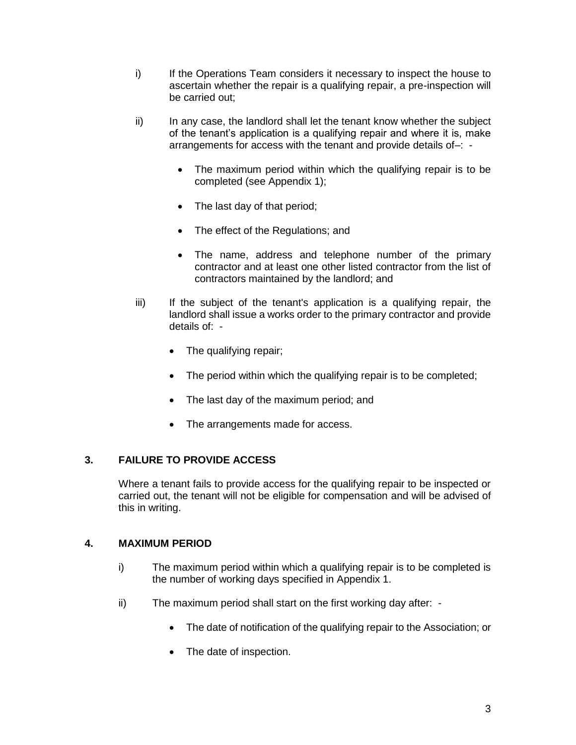i) If the Operations Team considers it necessary to inspect the house to ascertain whether the repair is a qualifying repair, a pre-inspection will be carried out;

ii) In any case, the landlord shall let the tenant know whether the subject of the tenant's application is a qualifying repair and where it is, make arrangements for access with the tenant and provide details of–: -

- The maximum period within which the qualifying repair is to be completed (see Appendix 1);
- The last day of that period;
- The effect of the Regulations; and
- The name, address and telephone number of the primary contractor and at least one other listed contractor from the list of contractors maintained by the landlord; and

iii) If the subject of the tenant's application is a qualifying repair, the landlord shall issue a works order to the primary contractor and provide details of: -

- The qualifying repair;
- The period within which the qualifying repair is to be completed;
- The last day of the maximum period; and
- The arrangements made for access.

## 3. FAILURE TO PROVIDE ACCESS

Where a tenant fails to provide access for the qualifying repair to be inspected or carried out, the tenant will not be eligible for compensation and will be advised of this in writing.

## 4. MAXIMUM PERIOD

i) The maximum period within which a qualifying repair is to be completed is the number of working days specified in Appendix 1.

ii) The maximum period shall start on the first working day after: -

- The date of notification of the qualifying repair to the Association; or
- The date of inspection.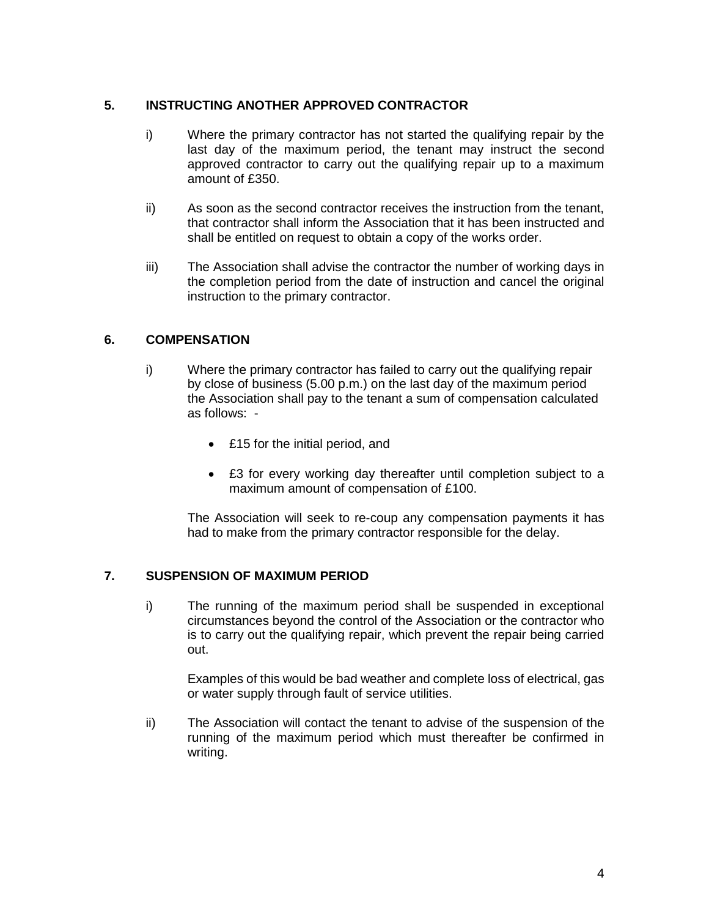## 5. INSTRUCTING ANOTHER APPROVED CONTRACTOR

i) Where the primary contractor has not started the qualifying repair by the last day of the maximum period, the tenant may instruct the second approved contractor to carry out the qualifying repair up to a maximum amount of £350.

ii) As soon as the second contractor receives the instruction from the tenant, that contractor shall inform the Association that it has been instructed and shall be entitled on request to obtain a copy of the works order.

iii) The Association shall advise the contractor the number of working days in the completion period from the date of instruction and cancel the original instruction to the primary contractor.

## 6. COMPENSATION

i) Where the primary contractor has failed to carry out the qualifying repair by close of business (5.00 p.m.) on the last day of the maximum period the Association shall pay to the tenant a sum of compensation calculated as follows: -

- £15 for the initial period, and
- £3 for every working day thereafter until completion subject to a maximum amount of compensation of £100.

The Association will seek to re-coup any compensation payments it has had to make from the primary contractor responsible for the delay.

## 7. SUSPENSION OF MAXIMUM PERIOD

i) The running of the maximum period shall be suspended in exceptional circumstances beyond the control of the Association or the contractor who is to carry out the qualifying repair, which prevent the repair being carried out.

Examples of this would be bad weather and complete loss of electrical, gas or water supply through fault of service utilities.

ii) The Association will contact the tenant to advise of the suspension of the running of the maximum period which must thereafter be confirmed in writing.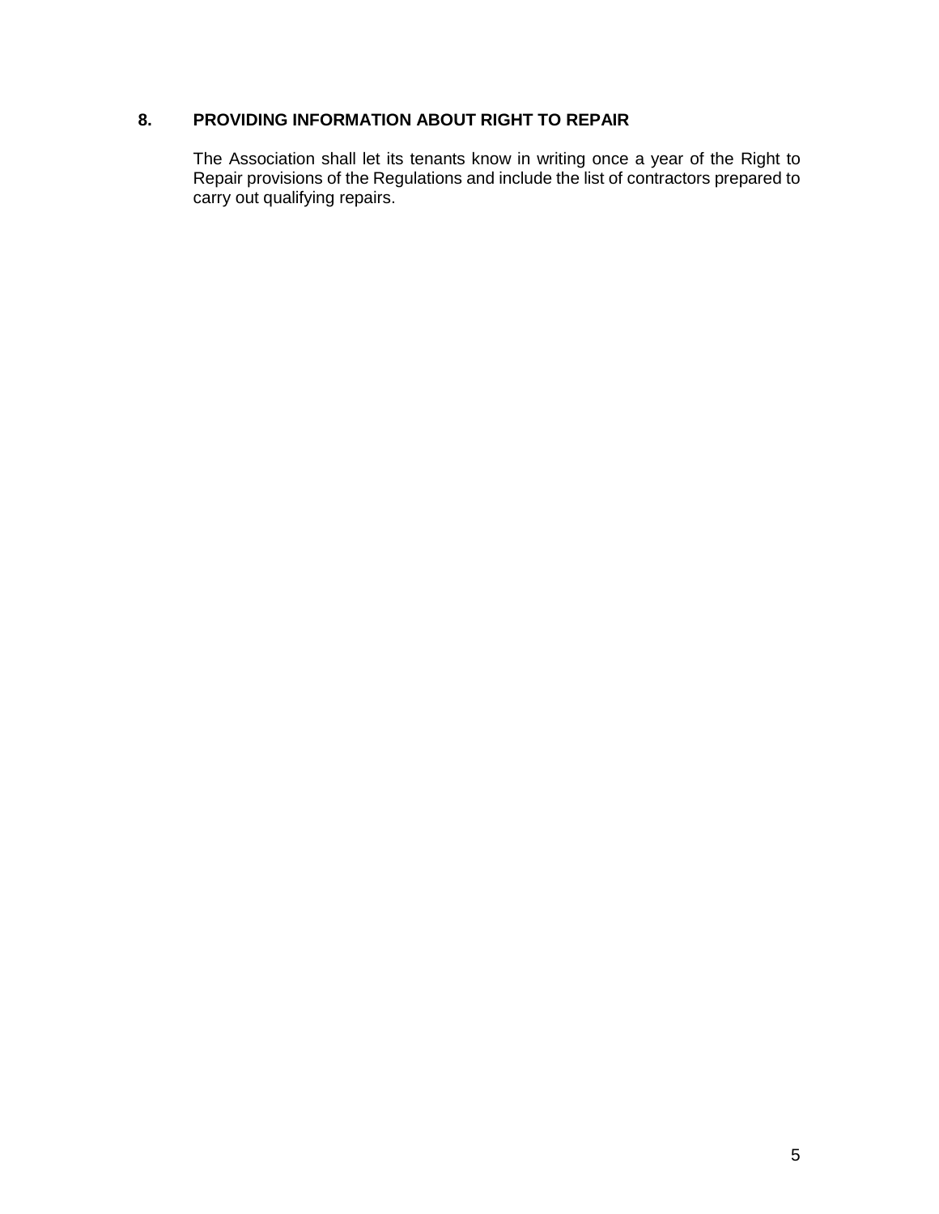## 8. PROVIDING INFORMATION ABOUT RIGHT TO REPAIR

The Association shall let its tenants know in writing once a year of the Right to Repair provisions of the Regulations and include the list of contractors prepared to carry out qualifying repairs.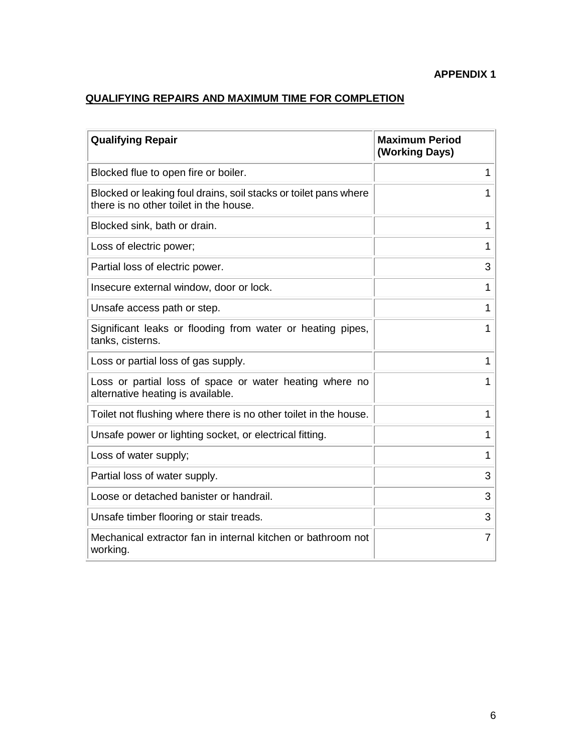**APPENDIX 1**

**QUALIFYING REPAIRS AND MAXIMUM TIME FOR COMPLETION**

| Qualifying Repair | Maximum Period (Working Days) |
| --- | --- |
| Blocked flue to open fire or boiler. | 1 |
| Blocked or leaking foul drains, soil stacks or toilet pans where there is no other toilet in the house. | 1 |
| Blocked sink, bath or drain. | 1 |
| Loss of electric power; | 1 |
| Partial loss of electric power. | 3 |
| Insecure external window, door or lock. | 1 |
| Unsafe access path or step. | 1 |
| Significant leaks or flooding from water or heating pipes, tanks, cisterns. | 1 |
| Loss or partial loss of gas supply. | 1 |
| Loss or partial loss of space or water heating where no alternative heating is available. | 1 |
| Toilet not flushing where there is no other toilet in the house. | 1 |
| Unsafe power or lighting socket, or electrical fitting. | 1 |
| Loss of water supply; | 1 |
| Partial loss of water supply. | 3 |
| Loose or detached banister or handrail. | 3 |
| Unsafe timber flooring or stair treads. | 3 |
| Mechanical extractor fan in internal kitchen or bathroom not working. | 7 |